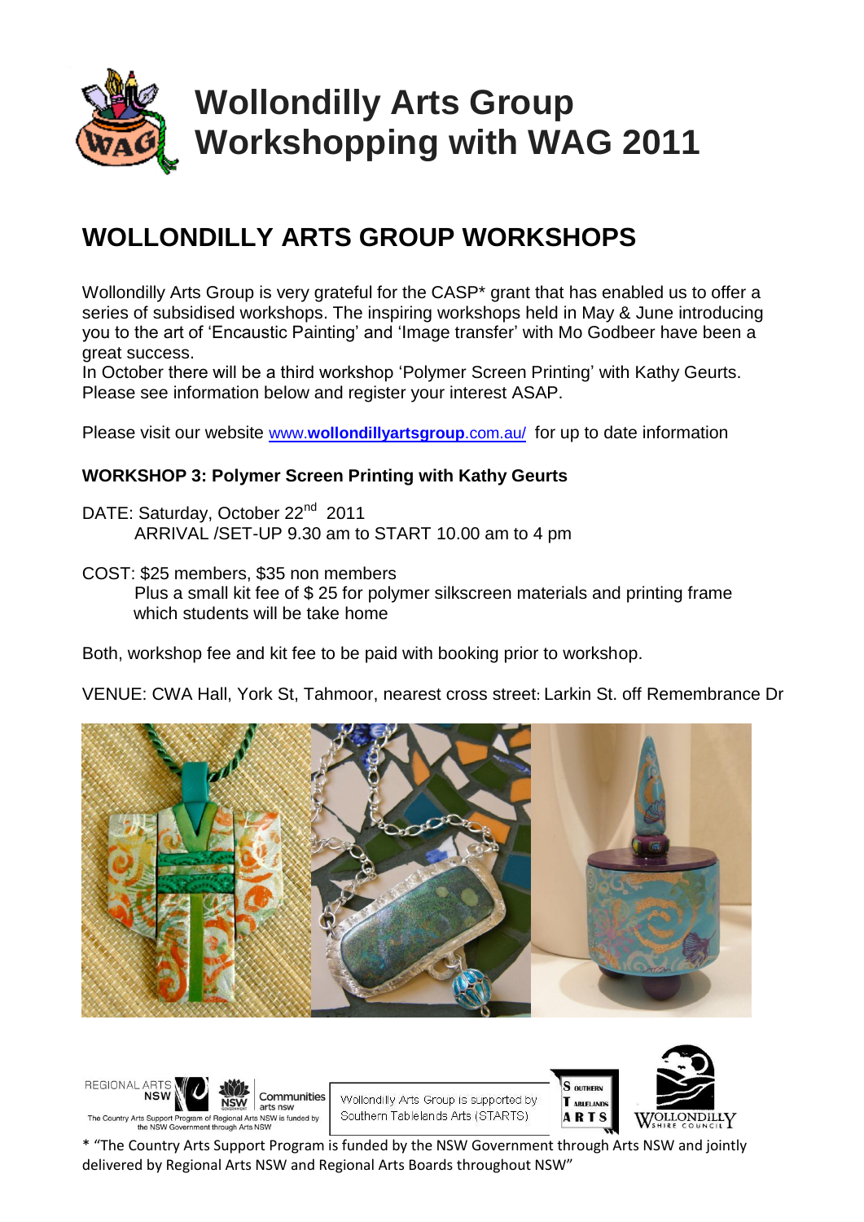# Wollondilly Arts Group Workshopping with WAG 2011

## WOLLONDILLY ARTS GROUP WORKSHOPS

Wollondilly Arts Group is very grateful for the CASP* grant that has enabled us to offer a series of subsidised workshops. The inspiring workshops held in May & June introducing you to the art of 'Encaustic Painting' and 'Image transfer' with Mo Godbeer have been a great success.
In October there will be a third workshop 'Polymer Screen Printing' with Kathy Geurts. Please see information below and register your interest ASAP.

Please visit our website [www.**wollondillyartsgroup**.com.au/](http://www.wollondillyartsgroup.com.au/) for up to date information

### WORKSHOP 3: Polymer Screen Printing with Kathy Geurts

DATE: Saturday, October 22nd 2011
ARRIVAL /SET-UP 9.30 am to START 10.00 am to 4 pm

COST: $25 members, $35 non members
Plus a small kit fee of $ 25 for polymer silkscreen materials and printing frame which students will be take home

Both, workshop fee and kit fee to be paid with booking prior to workshop.

VENUE: CWA Hall, York St, Tahmoor, nearest cross street: Larkin St. off Remembrance Dr

REGIONAL ARTS NSW | NSW Government Communities arts nsw
The Country Arts Support Program of Regional Arts NSW is funded by the NSW Government through Arts NSW

Wollondilly Arts Group is supported by Southern Tablelands Arts (STARTS)

Southern Tablelands Arts | Wollondilly Shire Council

\* "The Country Arts Support Program is funded by the NSW Government through Arts NSW and jointly delivered by Regional Arts NSW and Regional Arts Boards throughout NSW"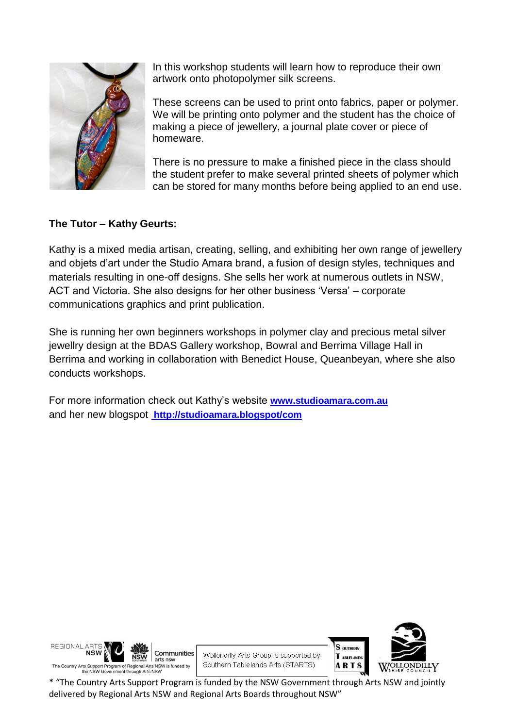In this workshop students will learn how to reproduce their own artwork onto photopolymer silk screens.

These screens can be used to print onto fabrics, paper or polymer. We will be printing onto polymer and the student has the choice of making a piece of jewellery, a journal plate cover or piece of homeware.

There is no pressure to make a finished piece in the class should the student prefer to make several printed sheets of polymer which can be stored for many months before being applied to an end use.

**The Tutor – Kathy Geurts:**

Kathy is a mixed media artisan, creating, selling, and exhibiting her own range of jewellery and objets d'art under the Studio Amara brand, a fusion of design styles, techniques and materials resulting in one-off designs. She sells her work at numerous outlets in NSW, ACT and Victoria. She also designs for her other business 'Versa' – corporate communications graphics and print publication.

She is running her own beginners workshops in polymer clay and precious metal silver jewellry design at the BDAS Gallery workshop, Bowral and Berrima Village Hall in Berrima and working in collaboration with Benedict House, Queanbeyan, where she also conducts workshops.

For more information check out Kathy's website **www.studioamara.com.au**
and her new blogspot **http://studioamara.blogspot/com**

REGIONAL ARTS NSW | NSW Government Communities arts nsw

The Country Arts Support Program of Regional Arts NSW is funded by the NSW Government through Arts NSW

Wollondilly Arts Group is supported by Southern Tablelands Arts (STARTS)

Southern Tablelands Arts

Wollondilly Shire Council

* "The Country Arts Support Program is funded by the NSW Government through Arts NSW and jointly delivered by Regional Arts NSW and Regional Arts Boards throughout NSW"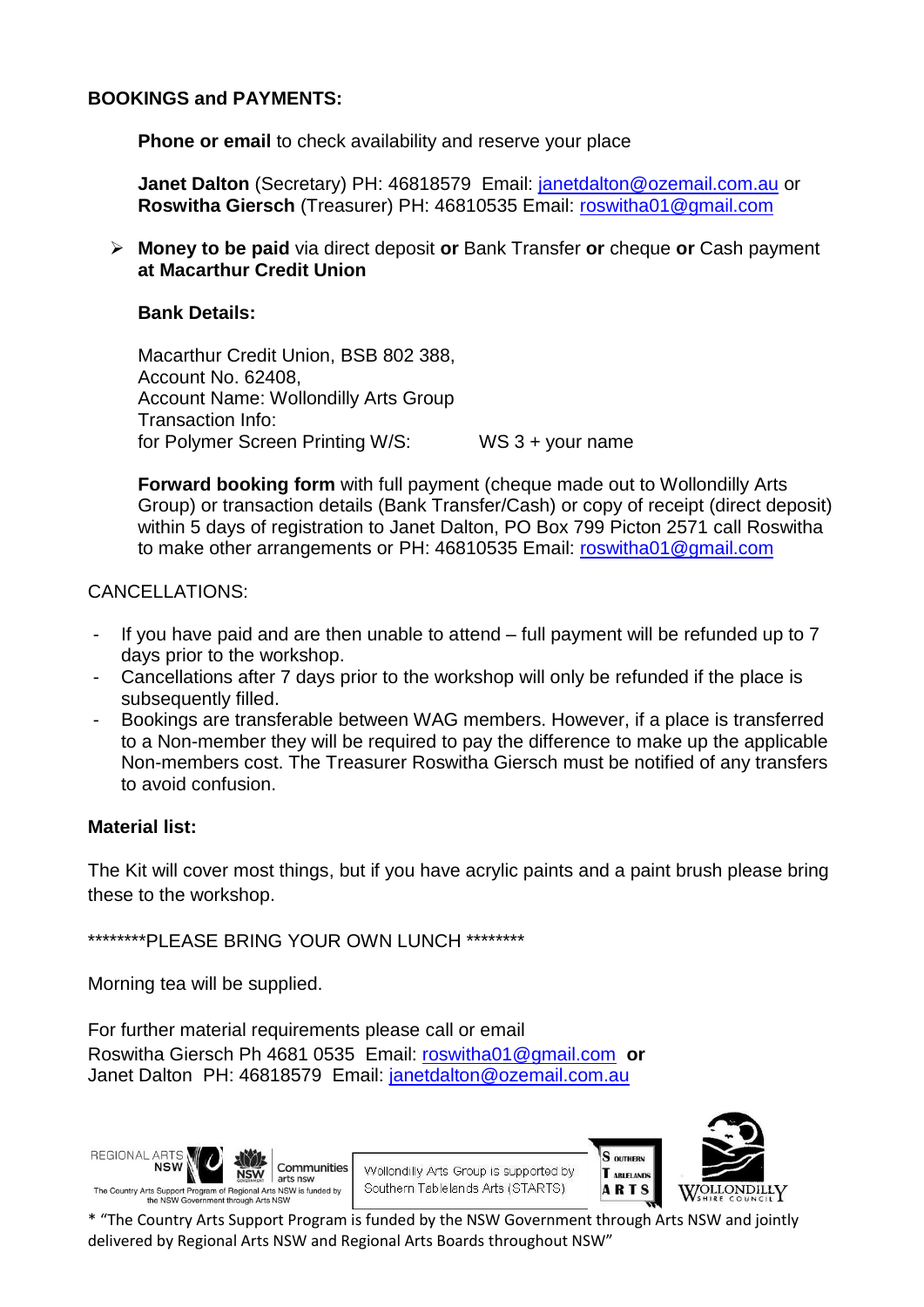**BOOKINGS and PAYMENTS:**

**Phone or email** to check availability and reserve your place

**Janet Dalton** (Secretary) PH: 46818579 Email: janetdalton@ozemail.com.au or
**Roswitha Giersch** (Treasurer) PH: 46810535 Email: roswitha01@gmail.com

- **Money to be paid** via direct deposit **or** Bank Transfer **or** cheque **or** Cash payment **at Macarthur Credit Union**

**Bank Details:**

Macarthur Credit Union, BSB 802 388,
Account No. 62408,
Account Name: Wollondilly Arts Group
Transaction Info:
for Polymer Screen Printing W/S: WS 3 + your name

**Forward booking form** with full payment (cheque made out to Wollondilly Arts Group) or transaction details (Bank Transfer/Cash) or copy of receipt (direct deposit) within 5 days of registration to Janet Dalton, PO Box 799 Picton 2571 call Roswitha to make other arrangements or PH: 46810535 Email: roswitha01@gmail.com

CANCELLATIONS:

- If you have paid and are then unable to attend – full payment will be refunded up to 7 days prior to the workshop.
- Cancellations after 7 days prior to the workshop will only be refunded if the place is subsequently filled.
- Bookings are transferable between WAG members. However, if a place is transferred to a Non-member they will be required to pay the difference to make up the applicable Non-members cost. The Treasurer Roswitha Giersch must be notified of any transfers to avoid confusion.

**Material list:**

The Kit will cover most things, but if you have acrylic paints and a paint brush please bring these to the workshop.

********PLEASE BRING YOUR OWN LUNCH ********

Morning tea will be supplied.

For further material requirements please call or email
Roswitha Giersch Ph 4681 0535 Email: roswitha01@gmail.com **or**
Janet Dalton PH: 46818579 Email: janetdalton@ozemail.com.au

REGIONAL ARTS NSW | NSW Government | Communities arts nsw
The Country Arts Support Program of Regional Arts NSW is funded by the NSW Government through Arts NSW

Wollondilly Arts Group is supported by Southern Tablelands Arts (STARTS)

Southern Tablelands Arts | Wollondilly Shire Council

* "The Country Arts Support Program is funded by the NSW Government through Arts NSW and jointly delivered by Regional Arts NSW and Regional Arts Boards throughout NSW"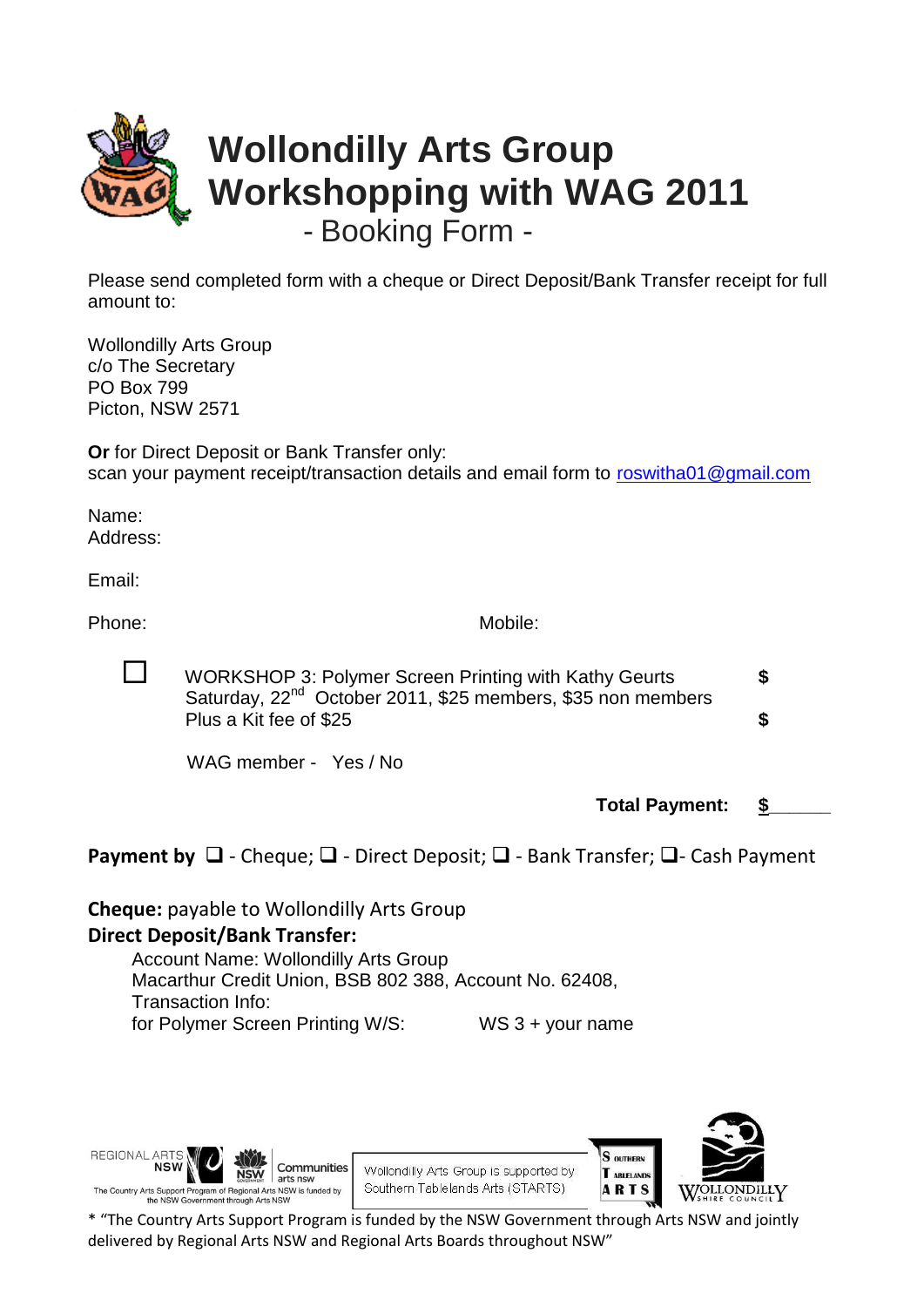# Wollondilly Arts Group
# Workshopping with WAG 2011

## - Booking Form -

Please send completed form with a cheque or Direct Deposit/Bank Transfer receipt for full amount to:

Wollondilly Arts Group
c/o The Secretary
PO Box 799
Picton, NSW 2571

**Or** for Direct Deposit or Bank Transfer only:
scan your payment receipt/transaction details and email form to roswitha01@gmail.com

Name:
Address:

Email:

Phone: Mobile:

☐ WORKSHOP 3: Polymer Screen Printing with Kathy Geurts $
Saturday, 22nd October 2011, $25 members, $35 non members
Plus a Kit fee of $25 $

WAG member - Yes / No

**Total Payment: $______**

**Payment by** ❑ - Cheque; ❑ - Direct Deposit; ❑ - Bank Transfer; ❑- Cash Payment

**Cheque:** payable to Wollondilly Arts Group
**Direct Deposit/Bank Transfer:**
Account Name: Wollondilly Arts Group
Macarthur Credit Union, BSB 802 388, Account No. 62408,
Transaction Info:
for Polymer Screen Printing W/S: WS 3 + your name

REGIONAL ARTS NSW
Communities arts nsw
The Country Arts Support Program of Regional Arts NSW is funded by the NSW Government through Arts NSW

Wollondilly Arts Group is supported by Southern Tablelands Arts (STARTS)

Southern Tablelands Arts

Wollondilly Shire Council

* "The Country Arts Support Program is funded by the NSW Government through Arts NSW and jointly delivered by Regional Arts NSW and Regional Arts Boards throughout NSW"